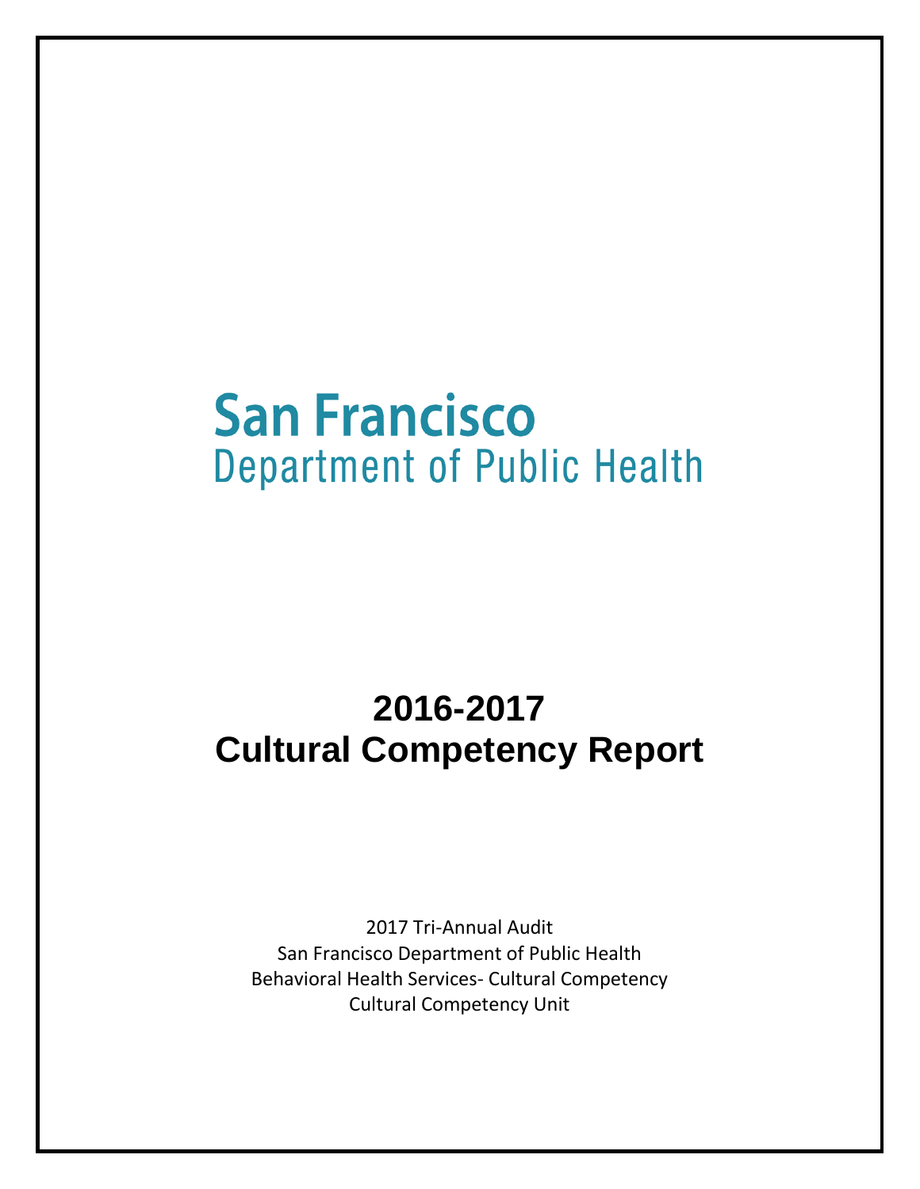San Francisco
Department of Public Health

# 2016-2017
# Cultural Competency Report

2017 Tri-Annual Audit
San Francisco Department of Public Health
Behavioral Health Services- Cultural Competency
Cultural Competency Unit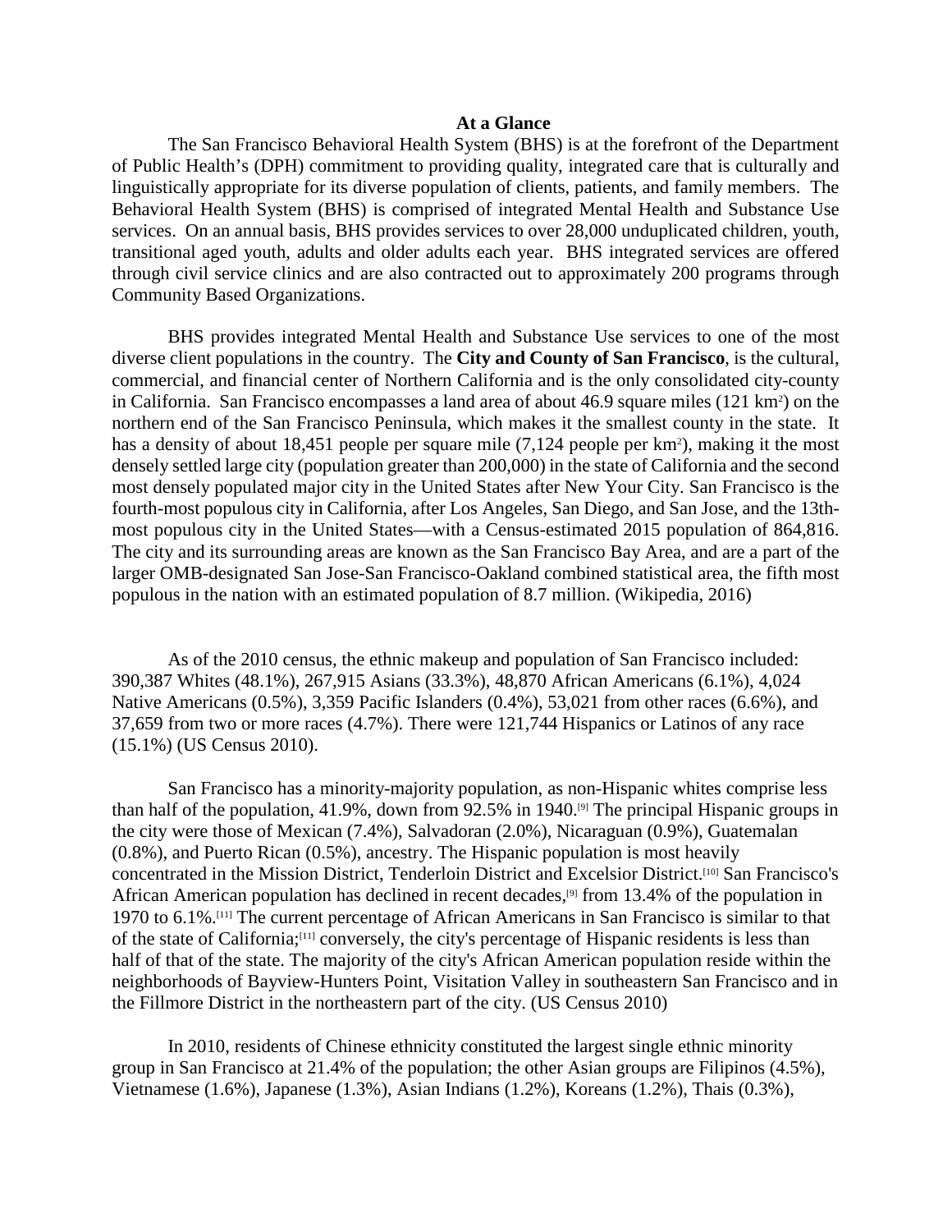## At a Glance

The San Francisco Behavioral Health System (BHS) is at the forefront of the Department of Public Health's (DPH) commitment to providing quality, integrated care that is culturally and linguistically appropriate for its diverse population of clients, patients, and family members. The Behavioral Health System (BHS) is comprised of integrated Mental Health and Substance Use services. On an annual basis, BHS provides services to over 28,000 unduplicated children, youth, transitional aged youth, adults and older adults each year. BHS integrated services are offered through civil service clinics and are also contracted out to approximately 200 programs through Community Based Organizations.

BHS provides integrated Mental Health and Substance Use services to one of the most diverse client populations in the country. The **City and County of San Francisco**, is the cultural, commercial, and financial center of Northern California and is the only consolidated city-county in California. San Francisco encompasses a land area of about 46.9 square miles (121 $km^2$) on the northern end of the San Francisco Peninsula, which makes it the smallest county in the state. It has a density of about 18,451 people per square mile (7,124 people per $km^2$), making it the most densely settled large city (population greater than 200,000) in the state of California and the second most densely populated major city in the United States after New Your City. San Francisco is the fourth-most populous city in California, after Los Angeles, San Diego, and San Jose, and the 13th-most populous city in the United States—with a Census-estimated 2015 population of 864,816. The city and its surrounding areas are known as the San Francisco Bay Area, and are a part of the larger OMB-designated San Jose-San Francisco-Oakland combined statistical area, the fifth most populous in the nation with an estimated population of 8.7 million. (Wikipedia, 2016)

As of the 2010 census, the ethnic makeup and population of San Francisco included: 390,387 Whites (48.1%), 267,915 Asians (33.3%), 48,870 African Americans (6.1%), 4,024 Native Americans (0.5%), 3,359 Pacific Islanders (0.4%), 53,021 from other races (6.6%), and 37,659 from two or more races (4.7%). There were 121,744 Hispanics or Latinos of any race (15.1%) (US Census 2010).

San Francisco has a minority-majority population, as non-Hispanic whites comprise less than half of the population, 41.9%, down from 92.5% in 1940.[9] The principal Hispanic groups in the city were those of Mexican (7.4%), Salvadoran (2.0%), Nicaraguan (0.9%), Guatemalan (0.8%), and Puerto Rican (0.5%), ancestry. The Hispanic population is most heavily concentrated in the Mission District, Tenderloin District and Excelsior District.[10] San Francisco's African American population has declined in recent decades,[9] from 13.4% of the population in 1970 to 6.1%.[11] The current percentage of African Americans in San Francisco is similar to that of the state of California;[11] conversely, the city's percentage of Hispanic residents is less than half of that of the state. The majority of the city's African American population reside within the neighborhoods of Bayview-Hunters Point, Visitation Valley in southeastern San Francisco and in the Fillmore District in the northeastern part of the city. (US Census 2010)

In 2010, residents of Chinese ethnicity constituted the largest single ethnic minority group in San Francisco at 21.4% of the population; the other Asian groups are Filipinos (4.5%), Vietnamese (1.6%), Japanese (1.3%), Asian Indians (1.2%), Koreans (1.2%), Thais (0.3%),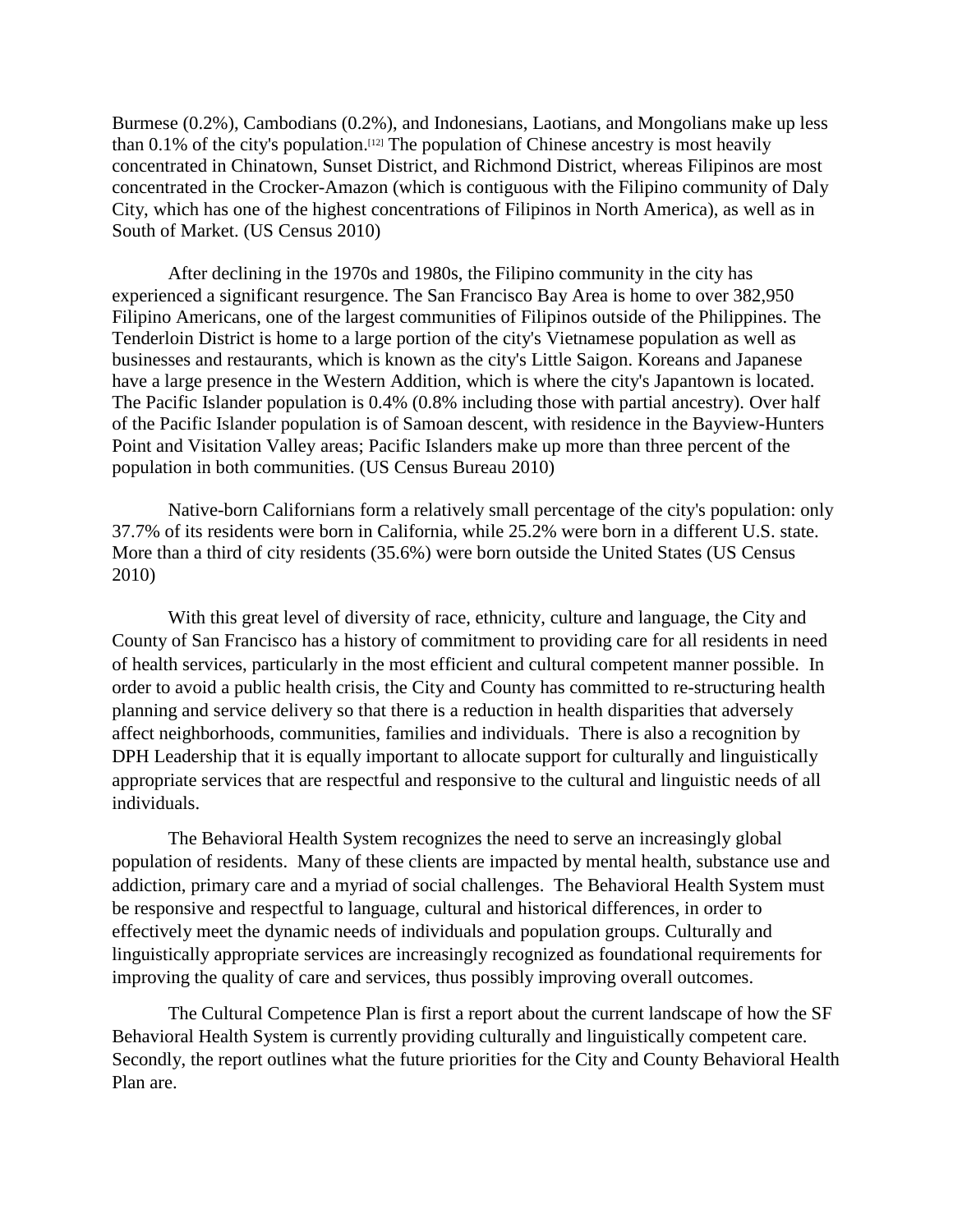Burmese (0.2%), Cambodians (0.2%), and Indonesians, Laotians, and Mongolians make up less than 0.1% of the city's population.[12] The population of Chinese ancestry is most heavily concentrated in Chinatown, Sunset District, and Richmond District, whereas Filipinos are most concentrated in the Crocker-Amazon (which is contiguous with the Filipino community of Daly City, which has one of the highest concentrations of Filipinos in North America), as well as in South of Market. (US Census 2010)

After declining in the 1970s and 1980s, the Filipino community in the city has experienced a significant resurgence. The San Francisco Bay Area is home to over 382,950 Filipino Americans, one of the largest communities of Filipinos outside of the Philippines. The Tenderloin District is home to a large portion of the city's Vietnamese population as well as businesses and restaurants, which is known as the city's Little Saigon. Koreans and Japanese have a large presence in the Western Addition, which is where the city's Japantown is located. The Pacific Islander population is 0.4% (0.8% including those with partial ancestry). Over half of the Pacific Islander population is of Samoan descent, with residence in the Bayview-Hunters Point and Visitation Valley areas; Pacific Islanders make up more than three percent of the population in both communities. (US Census Bureau 2010)

Native-born Californians form a relatively small percentage of the city's population: only 37.7% of its residents were born in California, while 25.2% were born in a different U.S. state. More than a third of city residents (35.6%) were born outside the United States (US Census 2010)

With this great level of diversity of race, ethnicity, culture and language, the City and County of San Francisco has a history of commitment to providing care for all residents in need of health services, particularly in the most efficient and cultural competent manner possible. In order to avoid a public health crisis, the City and County has committed to re-structuring health planning and service delivery so that there is a reduction in health disparities that adversely affect neighborhoods, communities, families and individuals. There is also a recognition by DPH Leadership that it is equally important to allocate support for culturally and linguistically appropriate services that are respectful and responsive to the cultural and linguistic needs of all individuals.

The Behavioral Health System recognizes the need to serve an increasingly global population of residents. Many of these clients are impacted by mental health, substance use and addiction, primary care and a myriad of social challenges. The Behavioral Health System must be responsive and respectful to language, cultural and historical differences, in order to effectively meet the dynamic needs of individuals and population groups. Culturally and linguistically appropriate services are increasingly recognized as foundational requirements for improving the quality of care and services, thus possibly improving overall outcomes.

The Cultural Competence Plan is first a report about the current landscape of how the SF Behavioral Health System is currently providing culturally and linguistically competent care. Secondly, the report outlines what the future priorities for the City and County Behavioral Health Plan are.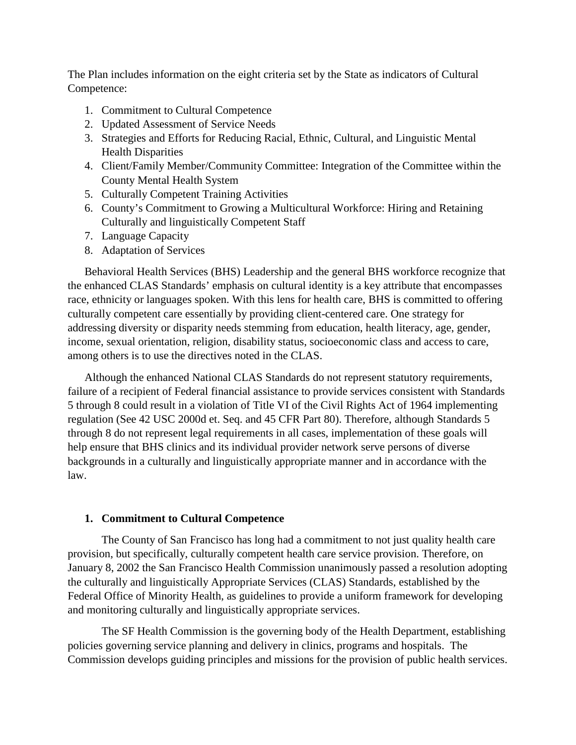The Plan includes information on the eight criteria set by the State as indicators of Cultural Competence:

1. Commitment to Cultural Competence
2. Updated Assessment of Service Needs
3. Strategies and Efforts for Reducing Racial, Ethnic, Cultural, and Linguistic Mental Health Disparities
4. Client/Family Member/Community Committee: Integration of the Committee within the County Mental Health System
5. Culturally Competent Training Activities
6. County's Commitment to Growing a Multicultural Workforce: Hiring and Retaining Culturally and linguistically Competent Staff
7. Language Capacity
8. Adaptation of Services

Behavioral Health Services (BHS) Leadership and the general BHS workforce recognize that the enhanced CLAS Standards' emphasis on cultural identity is a key attribute that encompasses race, ethnicity or languages spoken. With this lens for health care, BHS is committed to offering culturally competent care essentially by providing client-centered care. One strategy for addressing diversity or disparity needs stemming from education, health literacy, age, gender, income, sexual orientation, religion, disability status, socioeconomic class and access to care, among others is to use the directives noted in the CLAS.

Although the enhanced National CLAS Standards do not represent statutory requirements, failure of a recipient of Federal financial assistance to provide services consistent with Standards 5 through 8 could result in a violation of Title VI of the Civil Rights Act of 1964 implementing regulation (See 42 USC 2000d et. Seq. and 45 CFR Part 80). Therefore, although Standards 5 through 8 do not represent legal requirements in all cases, implementation of these goals will help ensure that BHS clinics and its individual provider network serve persons of diverse backgrounds in a culturally and linguistically appropriate manner and in accordance with the law.

## 1. Commitment to Cultural Competence

The County of San Francisco has long had a commitment to not just quality health care provision, but specifically, culturally competent health care service provision. Therefore, on January 8, 2002 the San Francisco Health Commission unanimously passed a resolution adopting the culturally and linguistically Appropriate Services (CLAS) Standards, established by the Federal Office of Minority Health, as guidelines to provide a uniform framework for developing and monitoring culturally and linguistically appropriate services.

The SF Health Commission is the governing body of the Health Department, establishing policies governing service planning and delivery in clinics, programs and hospitals. The Commission develops guiding principles and missions for the provision of public health services.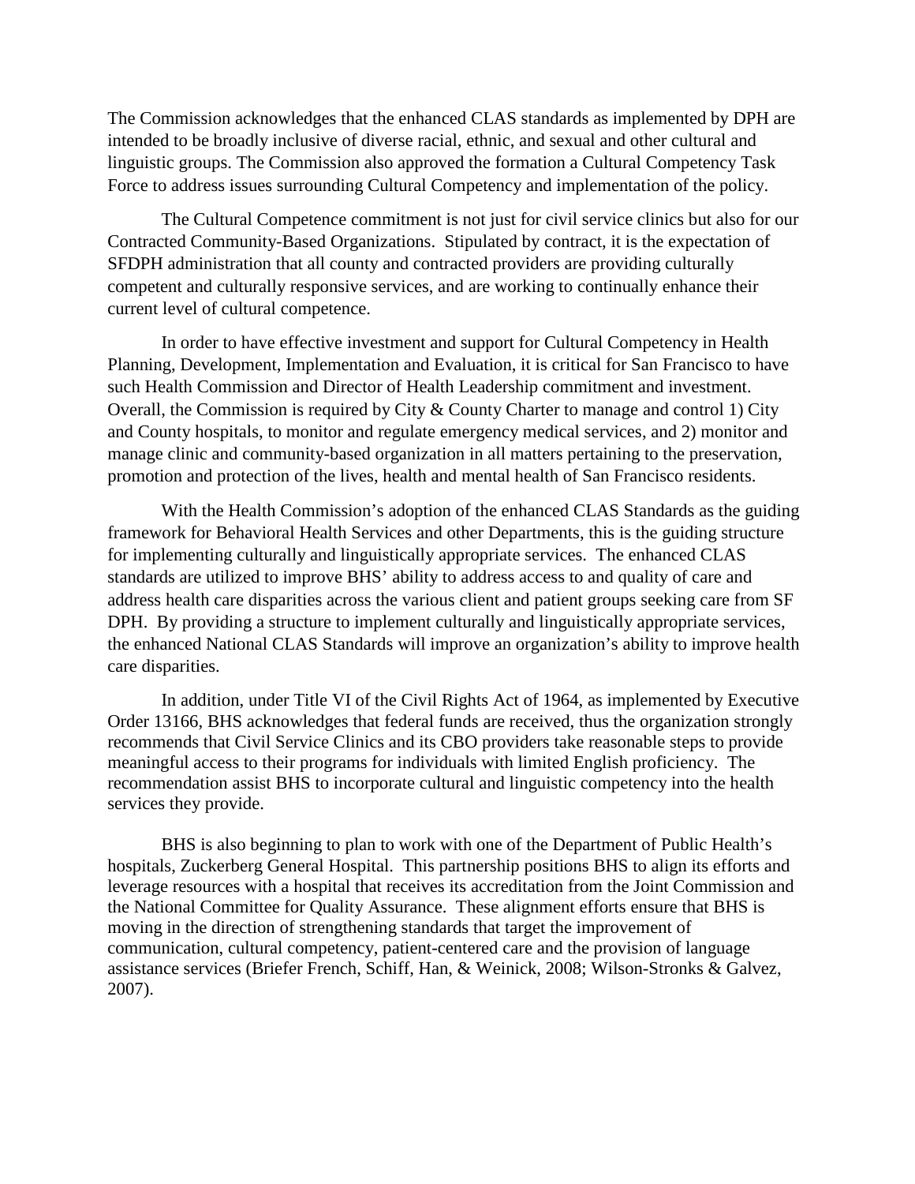The Commission acknowledges that the enhanced CLAS standards as implemented by DPH are intended to be broadly inclusive of diverse racial, ethnic, and sexual and other cultural and linguistic groups. The Commission also approved the formation a Cultural Competency Task Force to address issues surrounding Cultural Competency and implementation of the policy.

The Cultural Competence commitment is not just for civil service clinics but also for our Contracted Community-Based Organizations. Stipulated by contract, it is the expectation of SFDPH administration that all county and contracted providers are providing culturally competent and culturally responsive services, and are working to continually enhance their current level of cultural competence.

In order to have effective investment and support for Cultural Competency in Health Planning, Development, Implementation and Evaluation, it is critical for San Francisco to have such Health Commission and Director of Health Leadership commitment and investment. Overall, the Commission is required by City & County Charter to manage and control 1) City and County hospitals, to monitor and regulate emergency medical services, and 2) monitor and manage clinic and community-based organization in all matters pertaining to the preservation, promotion and protection of the lives, health and mental health of San Francisco residents.

With the Health Commission's adoption of the enhanced CLAS Standards as the guiding framework for Behavioral Health Services and other Departments, this is the guiding structure for implementing culturally and linguistically appropriate services. The enhanced CLAS standards are utilized to improve BHS' ability to address access to and quality of care and address health care disparities across the various client and patient groups seeking care from SF DPH. By providing a structure to implement culturally and linguistically appropriate services, the enhanced National CLAS Standards will improve an organization's ability to improve health care disparities.

In addition, under Title VI of the Civil Rights Act of 1964, as implemented by Executive Order 13166, BHS acknowledges that federal funds are received, thus the organization strongly recommends that Civil Service Clinics and its CBO providers take reasonable steps to provide meaningful access to their programs for individuals with limited English proficiency. The recommendation assist BHS to incorporate cultural and linguistic competency into the health services they provide.

BHS is also beginning to plan to work with one of the Department of Public Health's hospitals, Zuckerberg General Hospital. This partnership positions BHS to align its efforts and leverage resources with a hospital that receives its accreditation from the Joint Commission and the National Committee for Quality Assurance. These alignment efforts ensure that BHS is moving in the direction of strengthening standards that target the improvement of communication, cultural competency, patient-centered care and the provision of language assistance services (Briefer French, Schiff, Han, & Weinick, 2008; Wilson-Stronks & Galvez, 2007).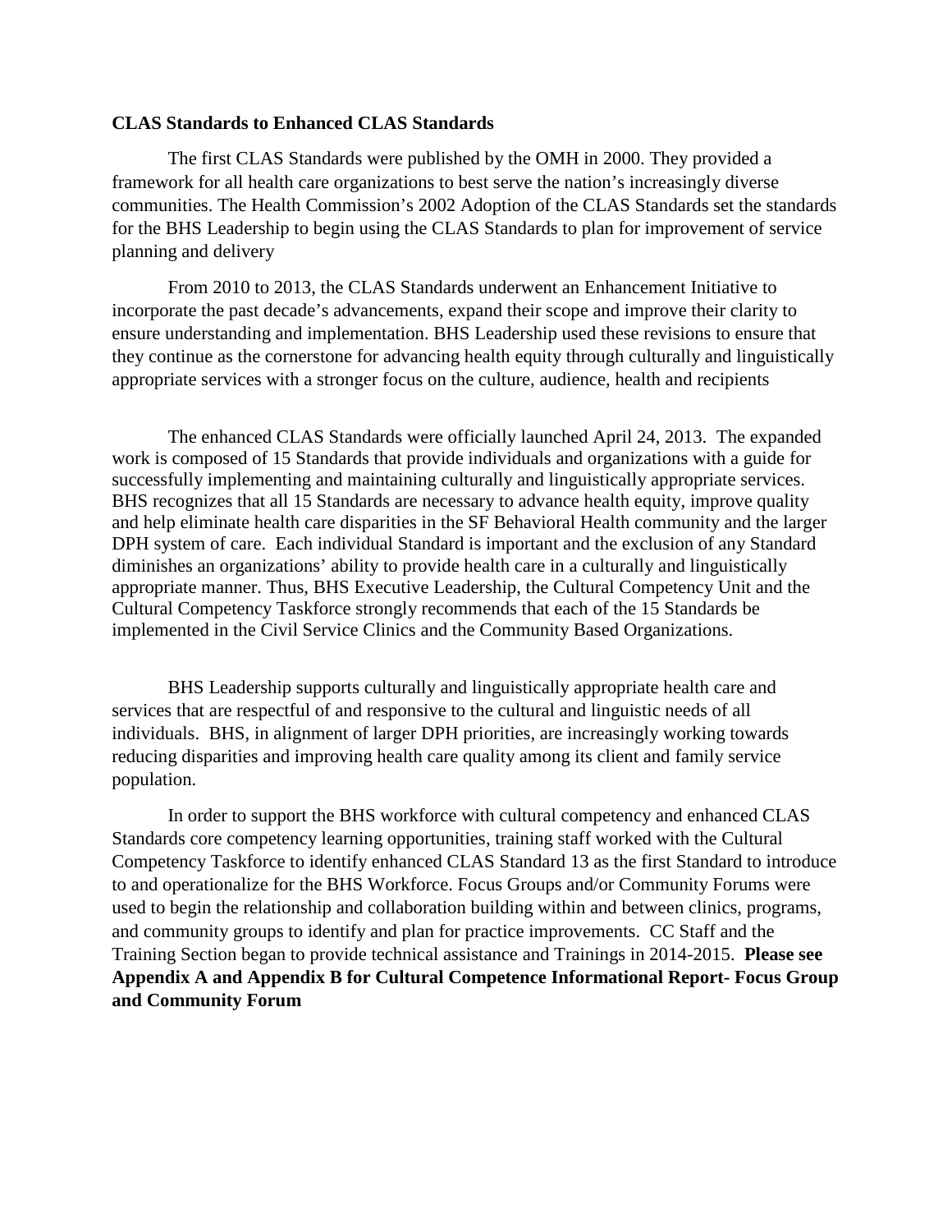**CLAS Standards to Enhanced CLAS Standards**

The first CLAS Standards were published by the OMH in 2000. They provided a framework for all health care organizations to best serve the nation's increasingly diverse communities. The Health Commission's 2002 Adoption of the CLAS Standards set the standards for the BHS Leadership to begin using the CLAS Standards to plan for improvement of service planning and delivery

From 2010 to 2013, the CLAS Standards underwent an Enhancement Initiative to incorporate the past decade's advancements, expand their scope and improve their clarity to ensure understanding and implementation. BHS Leadership used these revisions to ensure that they continue as the cornerstone for advancing health equity through culturally and linguistically appropriate services with a stronger focus on the culture, audience, health and recipients

The enhanced CLAS Standards were officially launched April 24, 2013. The expanded work is composed of 15 Standards that provide individuals and organizations with a guide for successfully implementing and maintaining culturally and linguistically appropriate services. BHS recognizes that all 15 Standards are necessary to advance health equity, improve quality and help eliminate health care disparities in the SF Behavioral Health community and the larger DPH system of care. Each individual Standard is important and the exclusion of any Standard diminishes an organizations' ability to provide health care in a culturally and linguistically appropriate manner. Thus, BHS Executive Leadership, the Cultural Competency Unit and the Cultural Competency Taskforce strongly recommends that each of the 15 Standards be implemented in the Civil Service Clinics and the Community Based Organizations.

BHS Leadership supports culturally and linguistically appropriate health care and services that are respectful of and responsive to the cultural and linguistic needs of all individuals. BHS, in alignment of larger DPH priorities, are increasingly working towards reducing disparities and improving health care quality among its client and family service population.

In order to support the BHS workforce with cultural competency and enhanced CLAS Standards core competency learning opportunities, training staff worked with the Cultural Competency Taskforce to identify enhanced CLAS Standard 13 as the first Standard to introduce to and operationalize for the BHS Workforce. Focus Groups and/or Community Forums were used to begin the relationship and collaboration building within and between clinics, programs, and community groups to identify and plan for practice improvements. CC Staff and the Training Section began to provide technical assistance and Trainings in 2014-2015. **Please see Appendix A and Appendix B for Cultural Competence Informational Report- Focus Group and Community Forum**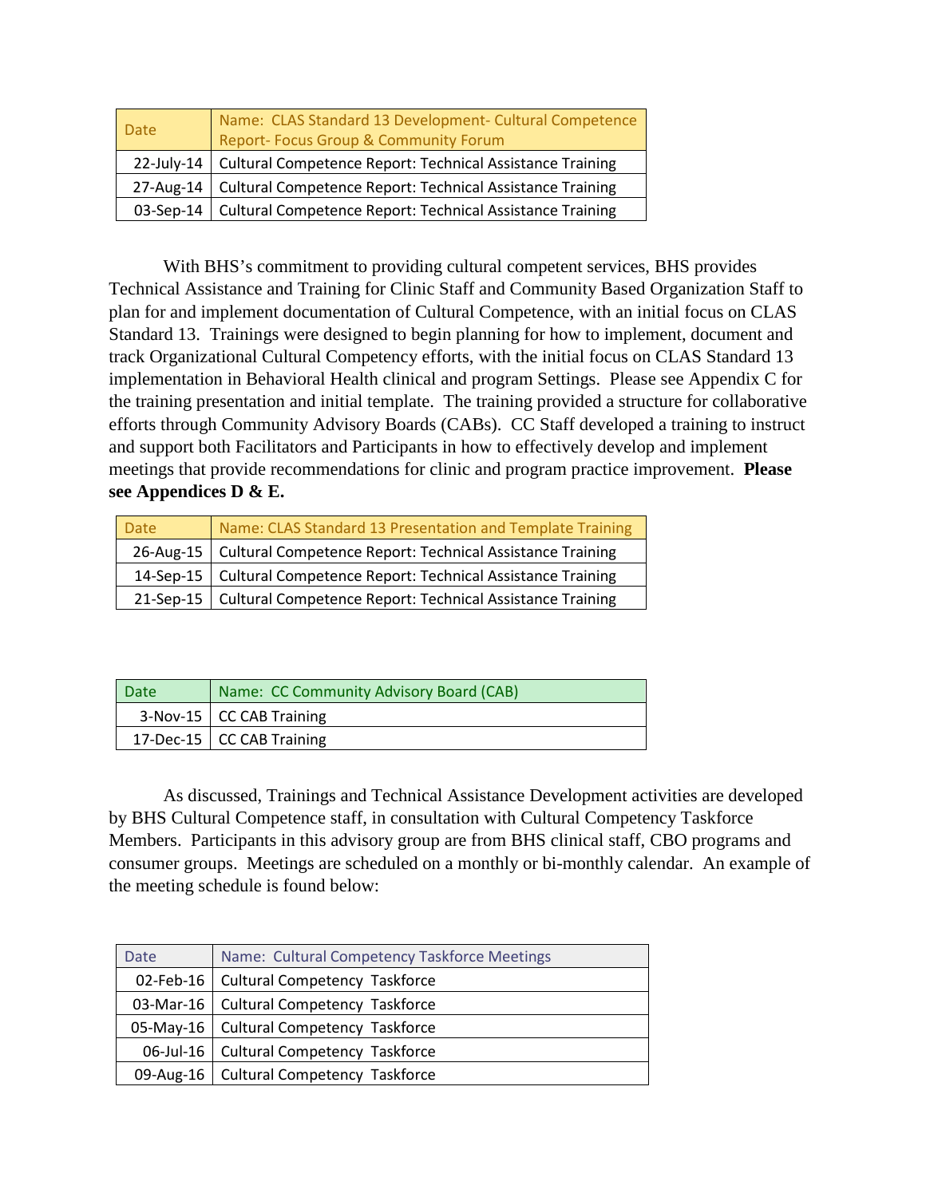| Date | Name: CLAS Standard 13 Development- Cultural Competence Report- Focus Group & Community Forum |
|---|---|
| 22-July-14 | Cultural Competence Report: Technical Assistance Training |
| 27-Aug-14 | Cultural Competence Report: Technical Assistance Training |
| 03-Sep-14 | Cultural Competence Report: Technical Assistance Training |

With BHS's commitment to providing cultural competent services, BHS provides Technical Assistance and Training for Clinic Staff and Community Based Organization Staff to plan for and implement documentation of Cultural Competence, with an initial focus on CLAS Standard 13. Trainings were designed to begin planning for how to implement, document and track Organizational Cultural Competency efforts, with the initial focus on CLAS Standard 13 implementation in Behavioral Health clinical and program Settings. Please see Appendix C for the training presentation and initial template. The training provided a structure for collaborative efforts through Community Advisory Boards (CABs). CC Staff developed a training to instruct and support both Facilitators and Participants in how to effectively develop and implement meetings that provide recommendations for clinic and program practice improvement. **Please see Appendices D & E.**

| Date | Name: CLAS Standard 13 Presentation and Template Training |
|---|---|
| 26-Aug-15 | Cultural Competence Report: Technical Assistance Training |
| 14-Sep-15 | Cultural Competence Report: Technical Assistance Training |
| 21-Sep-15 | Cultural Competence Report: Technical Assistance Training |

| Date | Name: CC Community Advisory Board (CAB) |
|---|---|
| 3-Nov-15 | CC CAB Training |
| 17-Dec-15 | CC CAB Training |

As discussed, Trainings and Technical Assistance Development activities are developed by BHS Cultural Competence staff, in consultation with Cultural Competency Taskforce Members. Participants in this advisory group are from BHS clinical staff, CBO programs and consumer groups. Meetings are scheduled on a monthly or bi-monthly calendar. An example of the meeting schedule is found below:

| Date | Name: Cultural Competency Taskforce Meetings |
|---|---|
| 02-Feb-16 | Cultural Competency Taskforce |
| 03-Mar-16 | Cultural Competency Taskforce |
| 05-May-16 | Cultural Competency Taskforce |
| 06-Jul-16 | Cultural Competency Taskforce |
| 09-Aug-16 | Cultural Competency Taskforce |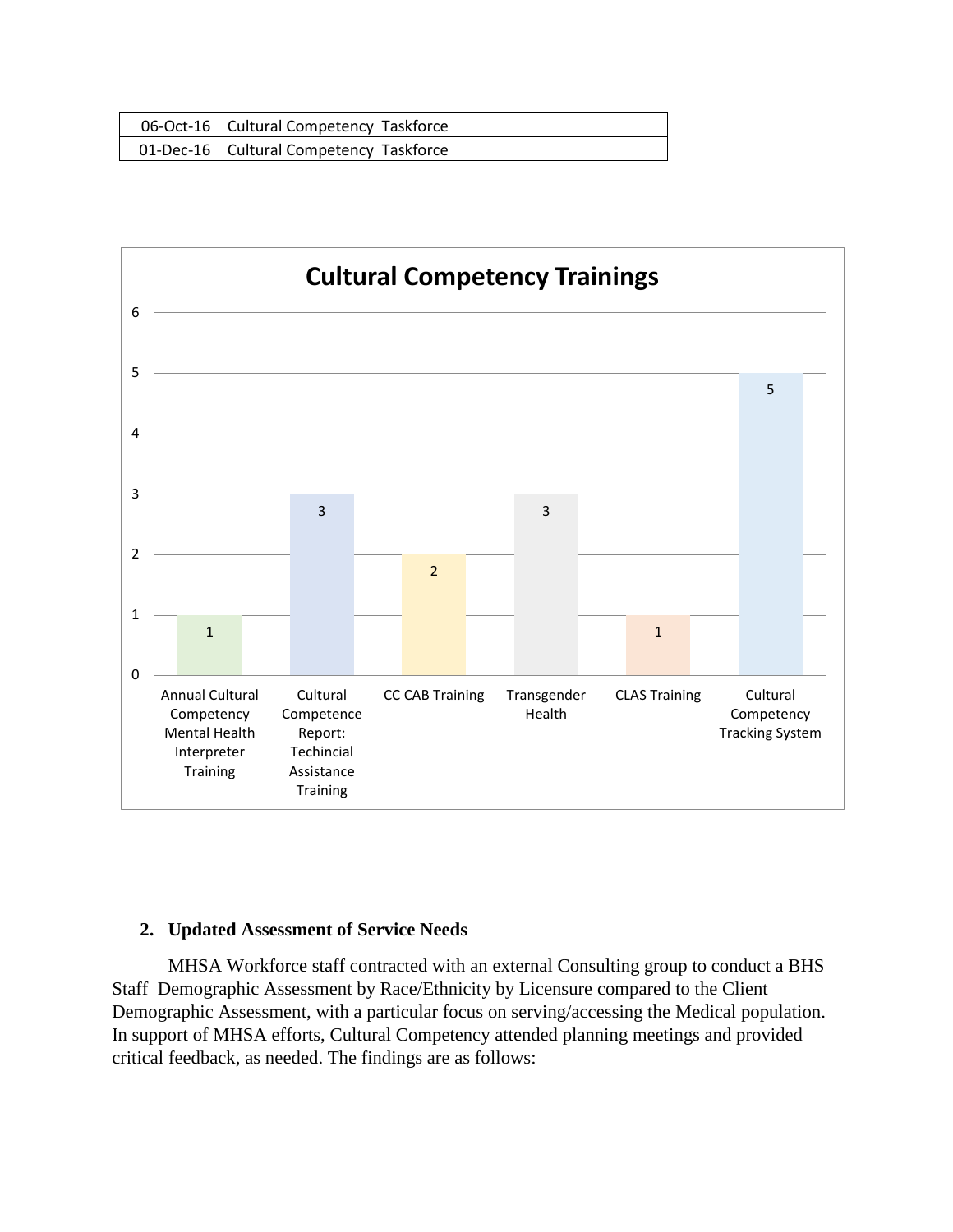| 06-Oct-16 | Cultural Competency Taskforce |
|---|---|
| 01-Dec-16 | Cultural Competency Taskforce |

**Cultural Competency Trainings**

| Training | Count |
|---|---|
| Annual Cultural Competency Mental Health Interpreter Training | 1 |
| Cultural Competence Report: Techincial Assistance Training | 3 |
| CC CAB Training | 2 |
| Transgender Health | 3 |
| CLAS Training | 1 |
| Cultural Competency Tracking System | 5 |

## 2. Updated Assessment of Service Needs

MHSA Workforce staff contracted with an external Consulting group to conduct a BHS Staff Demographic Assessment by Race/Ethnicity by Licensure compared to the Client Demographic Assessment, with a particular focus on serving/accessing the Medical population. In support of MHSA efforts, Cultural Competency attended planning meetings and provided critical feedback, as needed. The findings are as follows: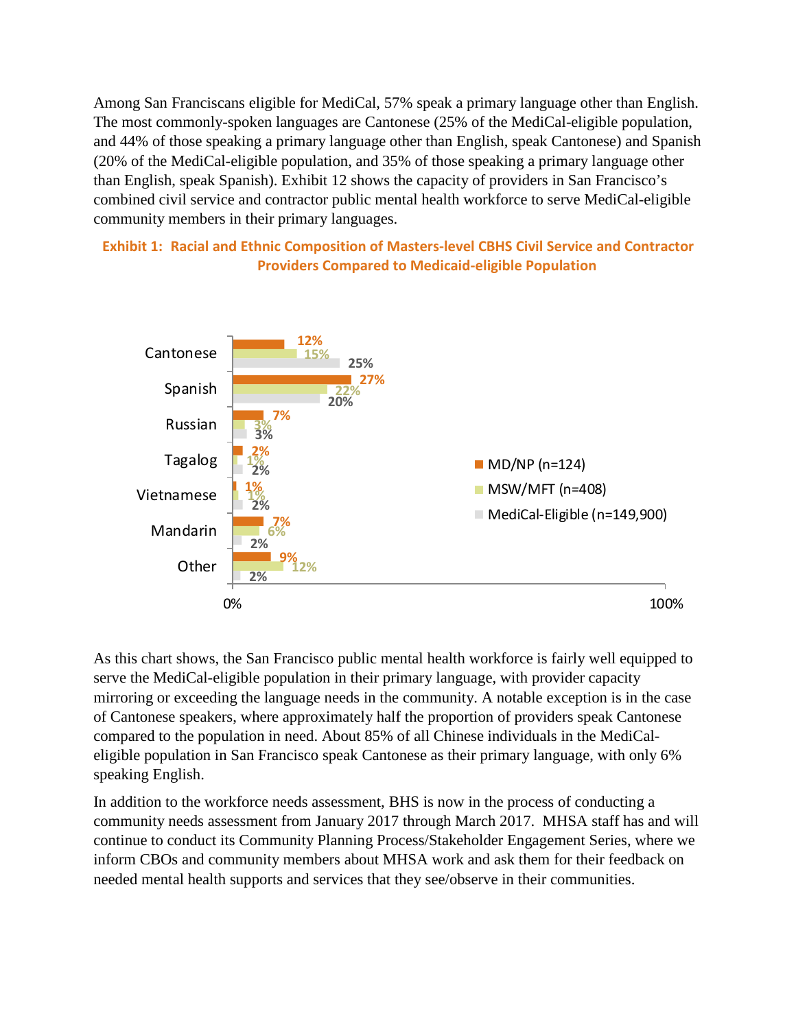Among San Franciscans eligible for MediCal, 57% speak a primary language other than English. The most commonly-spoken languages are Cantonese (25% of the MediCal-eligible population, and 44% of those speaking a primary language other than English, speak Cantonese) and Spanish (20% of the MediCal-eligible population, and 35% of those speaking a primary language other than English, speak Spanish). Exhibit 12 shows the capacity of providers in San Francisco's combined civil service and contractor public mental health workforce to serve MediCal-eligible community members in their primary languages.

**Exhibit 1: Racial and Ethnic Composition of Masters-level CBHS Civil Service and Contractor Providers Compared to Medicaid-eligible Population**

| Language | MD/NP (n=124) | MSW/MFT (n=408) | MediCal-Eligible (n=149,900) |
|---|---|---|---|
| Cantonese | 12% | 15% | 25% |
| Spanish | 27% | 22% | 20% |
| Russian | 7% | 3% | 3% |
| Tagalog | 2% | 1% | 2% |
| Vietnamese | 1% | 1% | 2% |
| Mandarin | 7% | 6% | 2% |
| Other | 9% | 12% | 2% |

As this chart shows, the San Francisco public mental health workforce is fairly well equipped to serve the MediCal-eligible population in their primary language, with provider capacity mirroring or exceeding the language needs in the community. A notable exception is in the case of Cantonese speakers, where approximately half the proportion of providers speak Cantonese compared to the population in need. About 85% of all Chinese individuals in the MediCal-eligible population in San Francisco speak Cantonese as their primary language, with only 6% speaking English.

In addition to the workforce needs assessment, BHS is now in the process of conducting a community needs assessment from January 2017 through March 2017. MHSA staff has and will continue to conduct its Community Planning Process/Stakeholder Engagement Series, where we inform CBOs and community members about MHSA work and ask them for their feedback on needed mental health supports and services that they see/observe in their communities.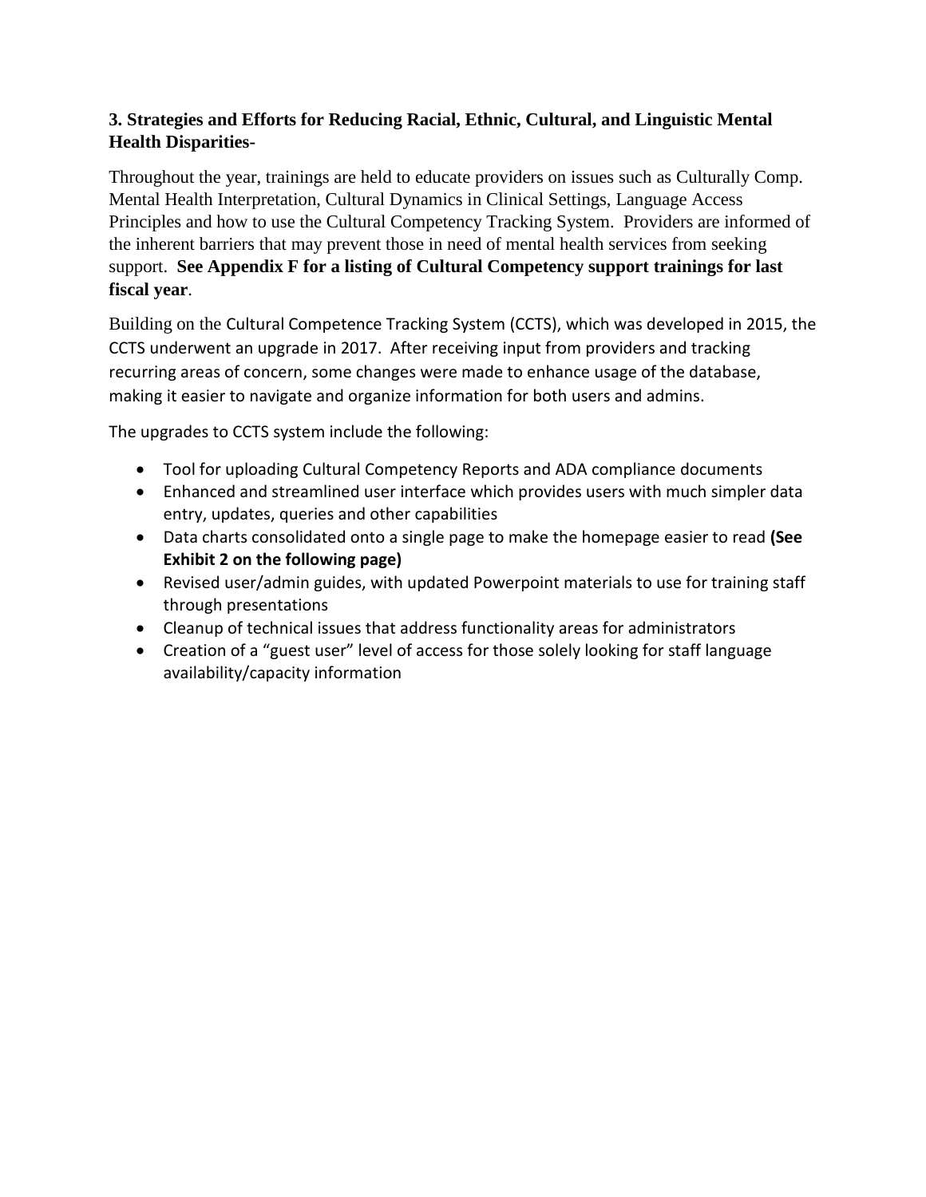### 3. Strategies and Efforts for Reducing Racial, Ethnic, Cultural, and Linguistic Mental Health Disparities-

Throughout the year, trainings are held to educate providers on issues such as Culturally Comp. Mental Health Interpretation, Cultural Dynamics in Clinical Settings, Language Access Principles and how to use the Cultural Competency Tracking System. Providers are informed of the inherent barriers that may prevent those in need of mental health services from seeking support. **See Appendix F for a listing of Cultural Competency support trainings for last fiscal year**.

Building on the Cultural Competence Tracking System (CCTS), which was developed in 2015, the CCTS underwent an upgrade in 2017. After receiving input from providers and tracking recurring areas of concern, some changes were made to enhance usage of the database, making it easier to navigate and organize information for both users and admins.

The upgrades to CCTS system include the following:

- Tool for uploading Cultural Competency Reports and ADA compliance documents
- Enhanced and streamlined user interface which provides users with much simpler data entry, updates, queries and other capabilities
- Data charts consolidated onto a single page to make the homepage easier to read **(See Exhibit 2 on the following page)**
- Revised user/admin guides, with updated Powerpoint materials to use for training staff through presentations
- Cleanup of technical issues that address functionality areas for administrators
- Creation of a "guest user" level of access for those solely looking for staff language availability/capacity information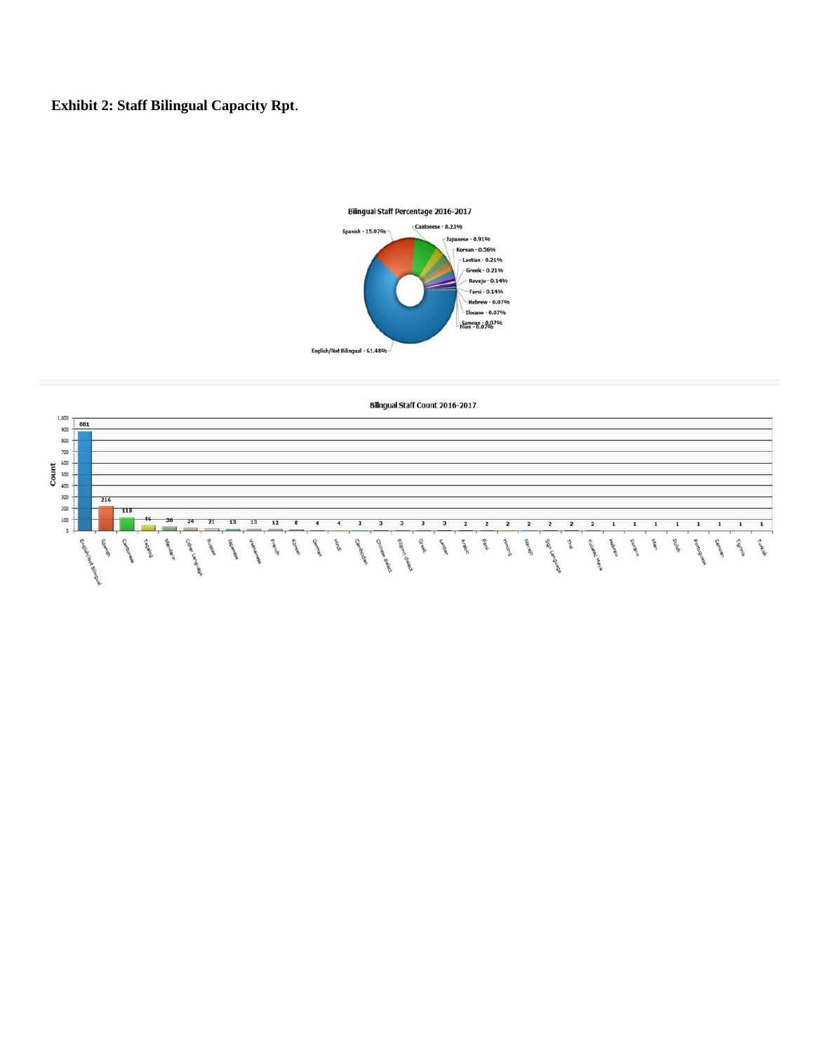**Exhibit 2: Staff Bilingual Capacity Rpt**.

**Bilingual Staff Percentage 2016-2017**

| Language | Percentage |
|---|---|
| Spanish | 15.07% |
| Cantonese | 8.23% |
| Japanese | 0.91% |
| Korean | 0.56% |
| Laotian | 0.21% |
| Greek | 0.21% |
| Navajo | 0.14% |
| Farsi | 0.14% |
| Hebrew | 0.07% |
| Ilocano | 0.07% |
| Samoan | 0.07% |
| Mien | 0.07% |
| English/Not Bilingual | 61.48% |

**Bilingual Staff Count 2016-2017**

| Language | Count |
|---|---|
| English/Not Bilingual | 881 |
| Spanish | 216 |
| Cantonese | 118 |
| Tagalog | 46 |
| Mandarin | 36 |
| Other Language | 24 |
| Russian | 21 |
| Japanese | 13 |
| Vietnamese | 13 |
| French | 12 |
| Korean | 8 |
| German | 4 |
| Hindi | 4 |
| Cambodian | 3 |
| Chinese dialect | 3 |
| Filipino dialect | 3 |
| Greek | 3 |
| Laotian | 3 |
| Arabic | 2 |
| Farsi | 2 |
| Hmong | 2 |
| Navajo | 2 |
| Sign Language | 2 |
| Thai | 2 |
| Yucatec Maya | 2 |
| Hebrew | 1 |
| Ilocano | 1 |
| Mien | 1 |
| Polish | 1 |
| Portuguese | 1 |
| Samoan | 1 |
| Tigrina | 1 |
| Turkish | 1 |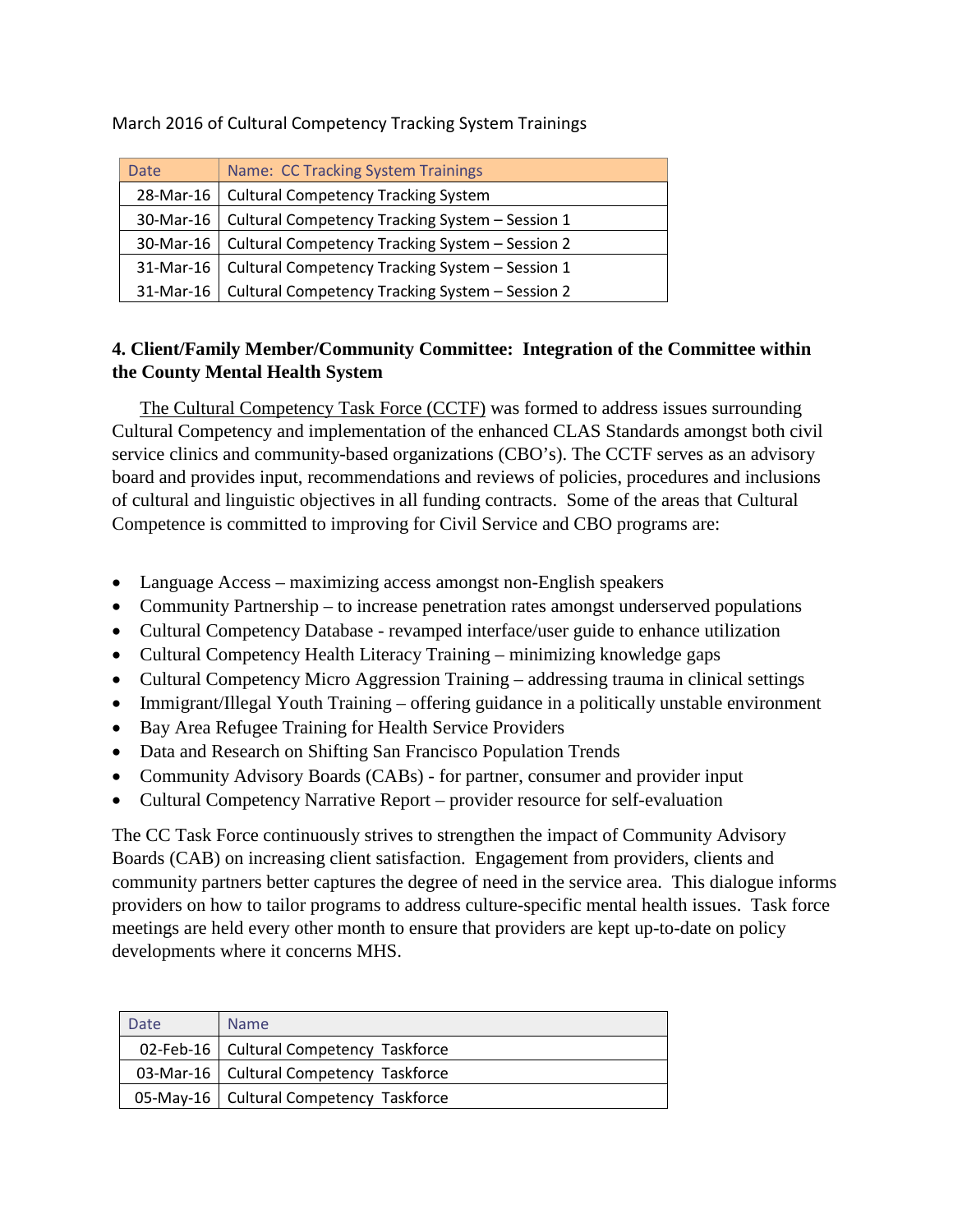March 2016 of Cultural Competency Tracking System Trainings

| Date | Name: CC Tracking System Trainings |
| --- | --- |
| 28-Mar-16 | Cultural Competency Tracking System |
| 30-Mar-16 | Cultural Competency Tracking System – Session 1 |
| 30-Mar-16 | Cultural Competency Tracking System – Session 2 |
| 31-Mar-16 | Cultural Competency Tracking System – Session 1 |
| 31-Mar-16 | Cultural Competency Tracking System – Session 2 |

## 4. Client/Family Member/Community Committee: Integration of the Committee within the County Mental Health System

The Cultural Competency Task Force (CCTF) was formed to address issues surrounding Cultural Competency and implementation of the enhanced CLAS Standards amongst both civil service clinics and community-based organizations (CBO's). The CCTF serves as an advisory board and provides input, recommendations and reviews of policies, procedures and inclusions of cultural and linguistic objectives in all funding contracts. Some of the areas that Cultural Competence is committed to improving for Civil Service and CBO programs are:

- Language Access – maximizing access amongst non-English speakers
- Community Partnership – to increase penetration rates amongst underserved populations
- Cultural Competency Database - revamped interface/user guide to enhance utilization
- Cultural Competency Health Literacy Training – minimizing knowledge gaps
- Cultural Competency Micro Aggression Training – addressing trauma in clinical settings
- Immigrant/Illegal Youth Training – offering guidance in a politically unstable environment
- Bay Area Refugee Training for Health Service Providers
- Data and Research on Shifting San Francisco Population Trends
- Community Advisory Boards (CABs) - for partner, consumer and provider input
- Cultural Competency Narrative Report – provider resource for self-evaluation

The CC Task Force continuously strives to strengthen the impact of Community Advisory Boards (CAB) on increasing client satisfaction. Engagement from providers, clients and community partners better captures the degree of need in the service area. This dialogue informs providers on how to tailor programs to address culture-specific mental health issues. Task force meetings are held every other month to ensure that providers are kept up-to-date on policy developments where it concerns MHS.

| Date | Name |
| --- | --- |
| 02-Feb-16 | Cultural Competency Taskforce |
| 03-Mar-16 | Cultural Competency Taskforce |
| 05-May-16 | Cultural Competency Taskforce |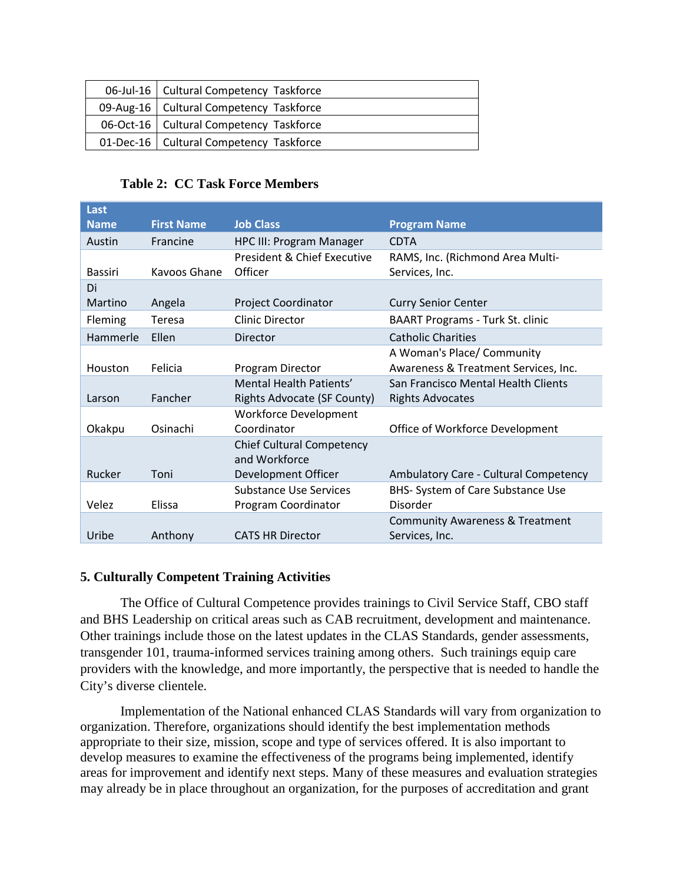| | |
|---|---|
| 06-Jul-16 | Cultural Competency Taskforce |
| 09-Aug-16 | Cultural Competency Taskforce |
| 06-Oct-16 | Cultural Competency Taskforce |
| 01-Dec-16 | Cultural Competency Taskforce |

**Table 2: CC Task Force Members**

| Last Name | First Name | Job Class | Program Name |
|---|---|---|---|
| Austin | Francine | HPC III: Program Manager | CDTA |
| Bassiri | Kavoos Ghane | President & Chief Executive Officer | RAMS, Inc. (Richmond Area Multi-Services, Inc. |
| Di Martino | Angela | Project Coordinator | Curry Senior Center |
| Fleming | Teresa | Clinic Director | BAART Programs - Turk St. clinic |
| Hammerle | Ellen | Director | Catholic Charities |
| Houston | Felicia | Program Director | A Woman's Place/ Community Awareness & Treatment Services, Inc. |
| Larson | Fancher | Mental Health Patients' Rights Advocate (SF County) | San Francisco Mental Health Clients Rights Advocates |
| Okakpu | Osinachi | Workforce Development Coordinator | Office of Workforce Development |
| Rucker | Toni | Chief Cultural Competency and Workforce Development Officer | Ambulatory Care - Cultural Competency |
| Velez | Elissa | Substance Use Services Program Coordinator | BHS- System of Care Substance Use Disorder |
| Uribe | Anthony | CATS HR Director | Community Awareness & Treatment Services, Inc. |

## 5. Culturally Competent Training Activities

The Office of Cultural Competence provides trainings to Civil Service Staff, CBO staff and BHS Leadership on critical areas such as CAB recruitment, development and maintenance. Other trainings include those on the latest updates in the CLAS Standards, gender assessments, transgender 101, trauma-informed services training among others. Such trainings equip care providers with the knowledge, and more importantly, the perspective that is needed to handle the City's diverse clientele.

Implementation of the National enhanced CLAS Standards will vary from organization to organization. Therefore, organizations should identify the best implementation methods appropriate to their size, mission, scope and type of services offered. It is also important to develop measures to examine the effectiveness of the programs being implemented, identify areas for improvement and identify next steps. Many of these measures and evaluation strategies may already be in place throughout an organization, for the purposes of accreditation and grant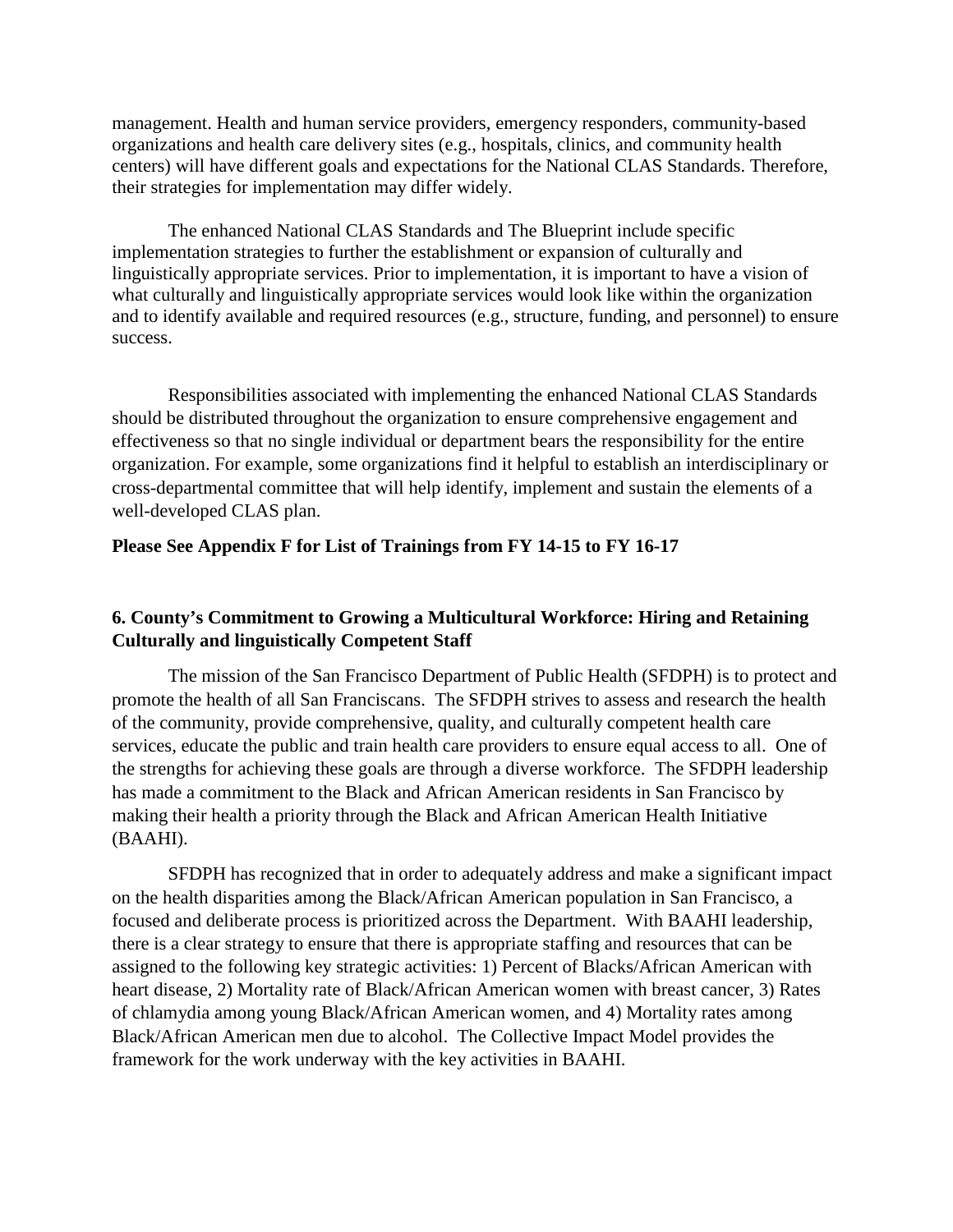management. Health and human service providers, emergency responders, community-based organizations and health care delivery sites (e.g., hospitals, clinics, and community health centers) will have different goals and expectations for the National CLAS Standards. Therefore, their strategies for implementation may differ widely.

The enhanced National CLAS Standards and The Blueprint include specific implementation strategies to further the establishment or expansion of culturally and linguistically appropriate services. Prior to implementation, it is important to have a vision of what culturally and linguistically appropriate services would look like within the organization and to identify available and required resources (e.g., structure, funding, and personnel) to ensure success.

Responsibilities associated with implementing the enhanced National CLAS Standards should be distributed throughout the organization to ensure comprehensive engagement and effectiveness so that no single individual or department bears the responsibility for the entire organization. For example, some organizations find it helpful to establish an interdisciplinary or cross-departmental committee that will help identify, implement and sustain the elements of a well-developed CLAS plan.

**Please See Appendix F for List of Trainings from FY 14-15 to FY 16-17**

**6. County's Commitment to Growing a Multicultural Workforce: Hiring and Retaining Culturally and linguistically Competent Staff**

The mission of the San Francisco Department of Public Health (SFDPH) is to protect and promote the health of all San Franciscans. The SFDPH strives to assess and research the health of the community, provide comprehensive, quality, and culturally competent health care services, educate the public and train health care providers to ensure equal access to all. One of the strengths for achieving these goals are through a diverse workforce. The SFDPH leadership has made a commitment to the Black and African American residents in San Francisco by making their health a priority through the Black and African American Health Initiative (BAAHI).

SFDPH has recognized that in order to adequately address and make a significant impact on the health disparities among the Black/African American population in San Francisco, a focused and deliberate process is prioritized across the Department. With BAAHI leadership, there is a clear strategy to ensure that there is appropriate staffing and resources that can be assigned to the following key strategic activities: 1) Percent of Blacks/African American with heart disease, 2) Mortality rate of Black/African American women with breast cancer, 3) Rates of chlamydia among young Black/African American women, and 4) Mortality rates among Black/African American men due to alcohol. The Collective Impact Model provides the framework for the work underway with the key activities in BAAHI.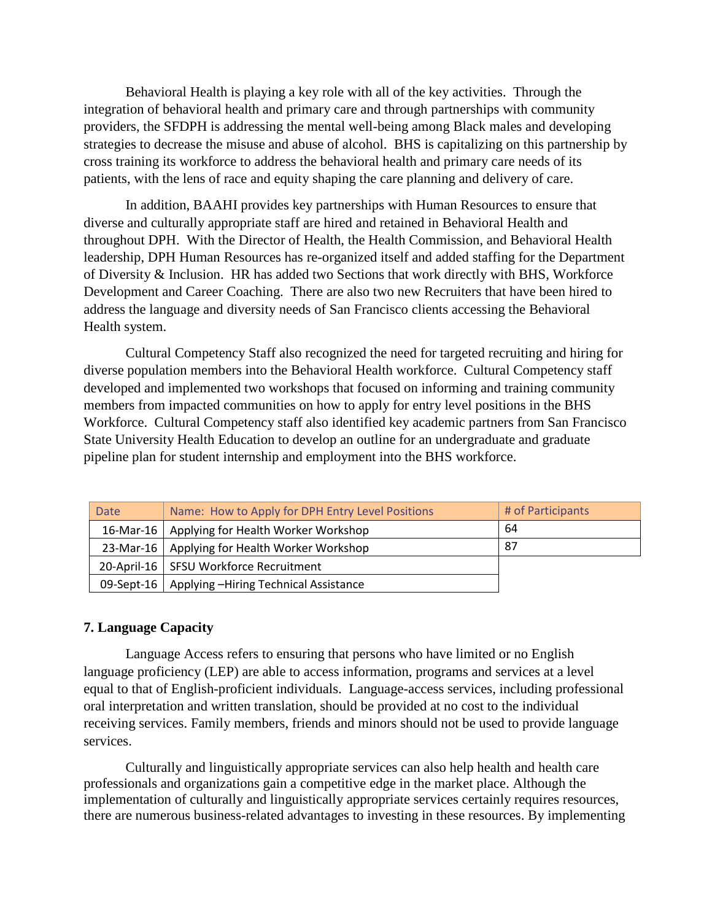Behavioral Health is playing a key role with all of the key activities. Through the integration of behavioral health and primary care and through partnerships with community providers, the SFDPH is addressing the mental well-being among Black males and developing strategies to decrease the misuse and abuse of alcohol. BHS is capitalizing on this partnership by cross training its workforce to address the behavioral health and primary care needs of its patients, with the lens of race and equity shaping the care planning and delivery of care.

In addition, BAAHI provides key partnerships with Human Resources to ensure that diverse and culturally appropriate staff are hired and retained in Behavioral Health and throughout DPH. With the Director of Health, the Health Commission, and Behavioral Health leadership, DPH Human Resources has re-organized itself and added staffing for the Department of Diversity & Inclusion. HR has added two Sections that work directly with BHS, Workforce Development and Career Coaching. There are also two new Recruiters that have been hired to address the language and diversity needs of San Francisco clients accessing the Behavioral Health system.

Cultural Competency Staff also recognized the need for targeted recruiting and hiring for diverse population members into the Behavioral Health workforce. Cultural Competency staff developed and implemented two workshops that focused on informing and training community members from impacted communities on how to apply for entry level positions in the BHS Workforce. Cultural Competency staff also identified key academic partners from San Francisco State University Health Education to develop an outline for an undergraduate and graduate pipeline plan for student internship and employment into the BHS workforce.

| Date | Name: How to Apply for DPH Entry Level Positions | # of Participants |
|---|---|---|
| 16-Mar-16 | Applying for Health Worker Workshop | 64 |
| 23-Mar-16 | Applying for Health Worker Workshop | 87 |
| 20-April-16 | SFSU Workforce Recruitment | |
| 09-Sept-16 | Applying –Hiring Technical Assistance | |

### 7. Language Capacity

Language Access refers to ensuring that persons who have limited or no English language proficiency (LEP) are able to access information, programs and services at a level equal to that of English-proficient individuals. Language-access services, including professional oral interpretation and written translation, should be provided at no cost to the individual receiving services. Family members, friends and minors should not be used to provide language services.

Culturally and linguistically appropriate services can also help health and health care professionals and organizations gain a competitive edge in the market place. Although the implementation of culturally and linguistically appropriate services certainly requires resources, there are numerous business-related advantages to investing in these resources. By implementing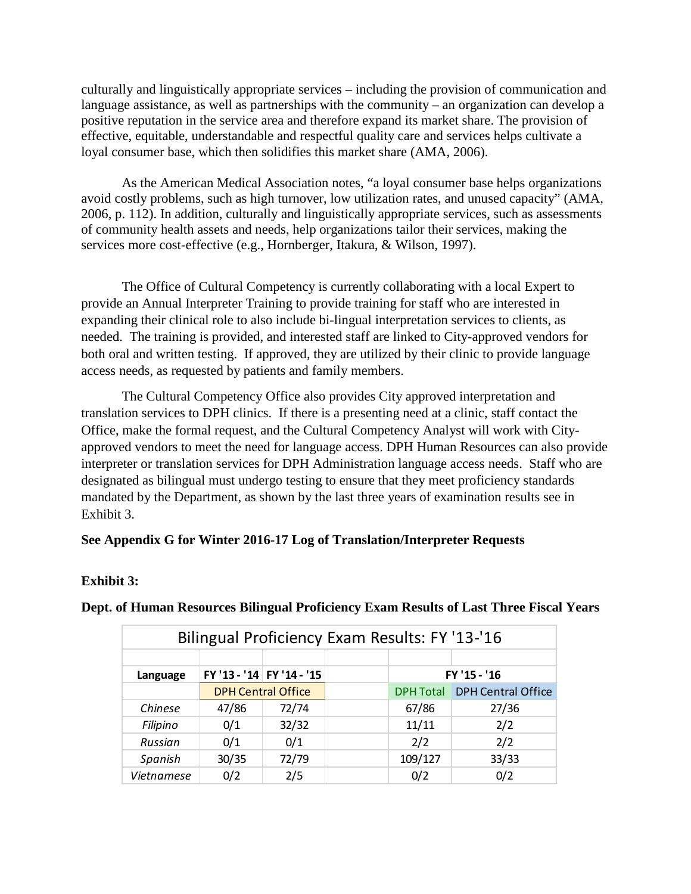culturally and linguistically appropriate services – including the provision of communication and language assistance, as well as partnerships with the community – an organization can develop a positive reputation in the service area and therefore expand its market share. The provision of effective, equitable, understandable and respectful quality care and services helps cultivate a loyal consumer base, which then solidifies this market share (AMA, 2006).

As the American Medical Association notes, "a loyal consumer base helps organizations avoid costly problems, such as high turnover, low utilization rates, and unused capacity" (AMA, 2006, p. 112). In addition, culturally and linguistically appropriate services, such as assessments of community health assets and needs, help organizations tailor their services, making the services more cost-effective (e.g., Hornberger, Itakura, & Wilson, 1997).

The Office of Cultural Competency is currently collaborating with a local Expert to provide an Annual Interpreter Training to provide training for staff who are interested in expanding their clinical role to also include bi-lingual interpretation services to clients, as needed. The training is provided, and interested staff are linked to City-approved vendors for both oral and written testing. If approved, they are utilized by their clinic to provide language access needs, as requested by patients and family members.

The Cultural Competency Office also provides City approved interpretation and translation services to DPH clinics. If there is a presenting need at a clinic, staff contact the Office, make the formal request, and the Cultural Competency Analyst will work with City-approved vendors to meet the need for language access. DPH Human Resources can also provide interpreter or translation services for DPH Administration language access needs. Staff who are designated as bilingual must undergo testing to ensure that they meet proficiency standards mandated by the Department, as shown by the last three years of examination results see in Exhibit 3.

**See Appendix G for Winter 2016-17 Log of Translation/Interpreter Requests**

**Exhibit 3:**

**Dept. of Human Resources Bilingual Proficiency Exam Results of Last Three Fiscal Years**

Bilingual Proficiency Exam Results: FY '13-'16

| Language | FY '13 - '14 | FY '14 - '15 | | FY '15 - '16 | |
|---|---|---|---|---|---|
| | DPH Central Office | | | DPH Total | DPH Central Office |
| *Chinese* | 47/86 | 72/74 | | 67/86 | 27/36 |
| *Filipino* | 0/1 | 32/32 | | 11/11 | 2/2 |
| *Russian* | 0/1 | 0/1 | | 2/2 | 2/2 |
| *Spanish* | 30/35 | 72/79 | | 109/127 | 33/33 |
| *Vietnamese* | 0/2 | 2/5 | | 0/2 | 0/2 |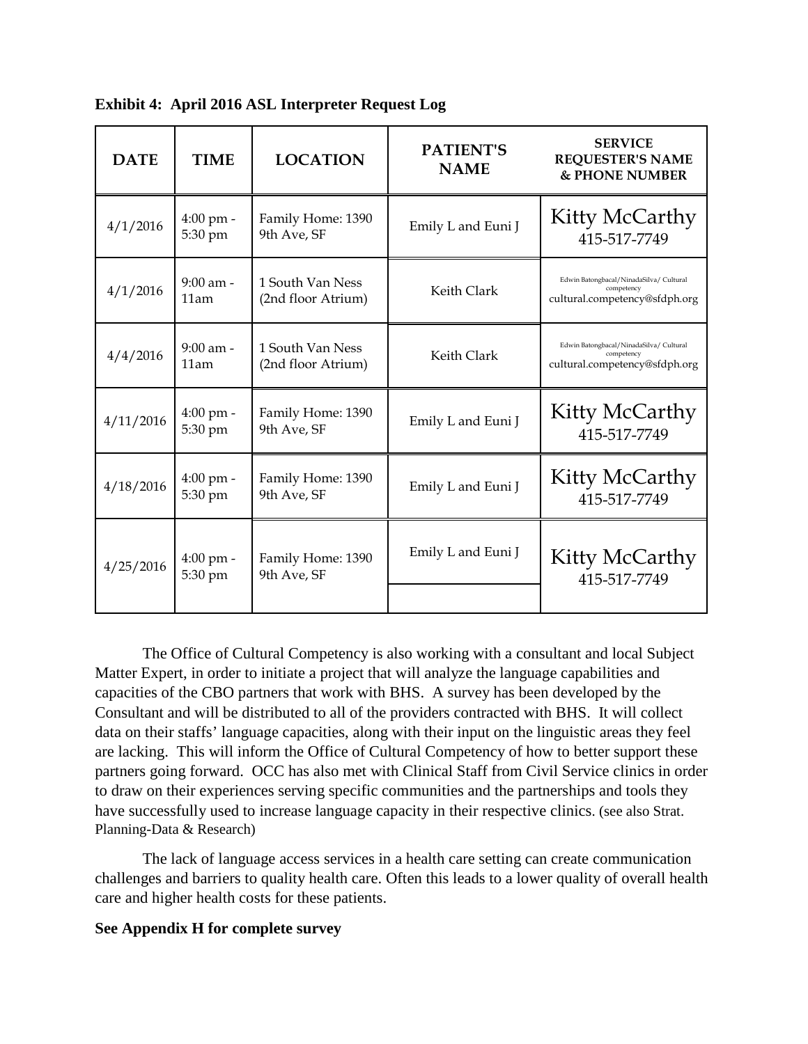**Exhibit 4: April 2016 ASL Interpreter Request Log**

| DATE | TIME | LOCATION | PATIENT'S NAME | SERVICE REQUESTER'S NAME & PHONE NUMBER |
|---|---|---|---|---|
| 4/1/2016 | 4:00 pm - 5:30 pm | Family Home: 1390 9th Ave, SF | Emily L and Euni J | Kitty McCarthy 415-517-7749 |
| 4/1/2016 | 9:00 am - 11am | 1 South Van Ness (2nd floor Atrium) | Keith Clark | Edwin Batongbacal/NinadaSilva/ Cultural competency cultural.competency@sfdph.org |
| 4/4/2016 | 9:00 am - 11am | 1 South Van Ness (2nd floor Atrium) | Keith Clark | Edwin Batongbacal/NinadaSilva/ Cultural competency cultural.competency@sfdph.org |
| 4/11/2016 | 4:00 pm - 5:30 pm | Family Home: 1390 9th Ave, SF | Emily L and Euni J | Kitty McCarthy 415-517-7749 |
| 4/18/2016 | 4:00 pm - 5:30 pm | Family Home: 1390 9th Ave, SF | Emily L and Euni J | Kitty McCarthy 415-517-7749 |
| 4/25/2016 | 4:00 pm - 5:30 pm | Family Home: 1390 9th Ave, SF | Emily L and Euni J | Kitty McCarthy 415-517-7749 |

The Office of Cultural Competency is also working with a consultant and local Subject Matter Expert, in order to initiate a project that will analyze the language capabilities and capacities of the CBO partners that work with BHS. A survey has been developed by the Consultant and will be distributed to all of the providers contracted with BHS. It will collect data on their staffs' language capacities, along with their input on the linguistic areas they feel are lacking. This will inform the Office of Cultural Competency of how to better support these partners going forward. OCC has also met with Clinical Staff from Civil Service clinics in order to draw on their experiences serving specific communities and the partnerships and tools they have successfully used to increase language capacity in their respective clinics. (see also Strat. Planning-Data & Research)

The lack of language access services in a health care setting can create communication challenges and barriers to quality health care. Often this leads to a lower quality of overall health care and higher health costs for these patients.

**See Appendix H for complete survey**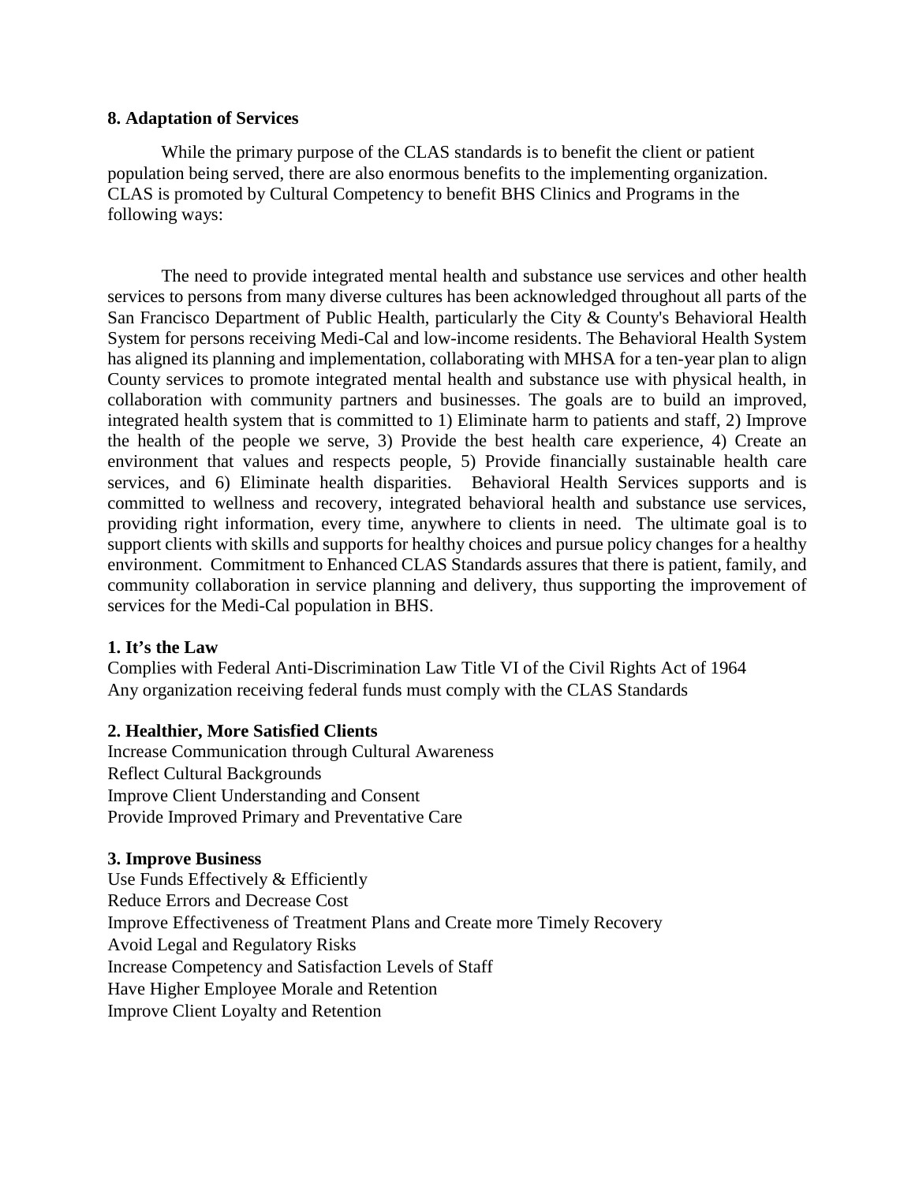**8. Adaptation of Services**

While the primary purpose of the CLAS standards is to benefit the client or patient population being served, there are also enormous benefits to the implementing organization. CLAS is promoted by Cultural Competency to benefit BHS Clinics and Programs in the following ways:

The need to provide integrated mental health and substance use services and other health services to persons from many diverse cultures has been acknowledged throughout all parts of the San Francisco Department of Public Health, particularly the City & County's Behavioral Health System for persons receiving Medi-Cal and low-income residents. The Behavioral Health System has aligned its planning and implementation, collaborating with MHSA for a ten-year plan to align County services to promote integrated mental health and substance use with physical health, in collaboration with community partners and businesses. The goals are to build an improved, integrated health system that is committed to 1) Eliminate harm to patients and staff, 2) Improve the health of the people we serve, 3) Provide the best health care experience, 4) Create an environment that values and respects people, 5) Provide financially sustainable health care services, and 6) Eliminate health disparities. Behavioral Health Services supports and is committed to wellness and recovery, integrated behavioral health and substance use services, providing right information, every time, anywhere to clients in need. The ultimate goal is to support clients with skills and supports for healthy choices and pursue policy changes for a healthy environment. Commitment to Enhanced CLAS Standards assures that there is patient, family, and community collaboration in service planning and delivery, thus supporting the improvement of services for the Medi-Cal population in BHS.

**1. It's the Law**

Complies with Federal Anti-Discrimination Law Title VI of the Civil Rights Act of 1964
Any organization receiving federal funds must comply with the CLAS Standards

**2. Healthier, More Satisfied Clients**

Increase Communication through Cultural Awareness
Reflect Cultural Backgrounds
Improve Client Understanding and Consent
Provide Improved Primary and Preventative Care

**3. Improve Business**

Use Funds Effectively & Efficiently
Reduce Errors and Decrease Cost
Improve Effectiveness of Treatment Plans and Create more Timely Recovery
Avoid Legal and Regulatory Risks
Increase Competency and Satisfaction Levels of Staff
Have Higher Employee Morale and Retention
Improve Client Loyalty and Retention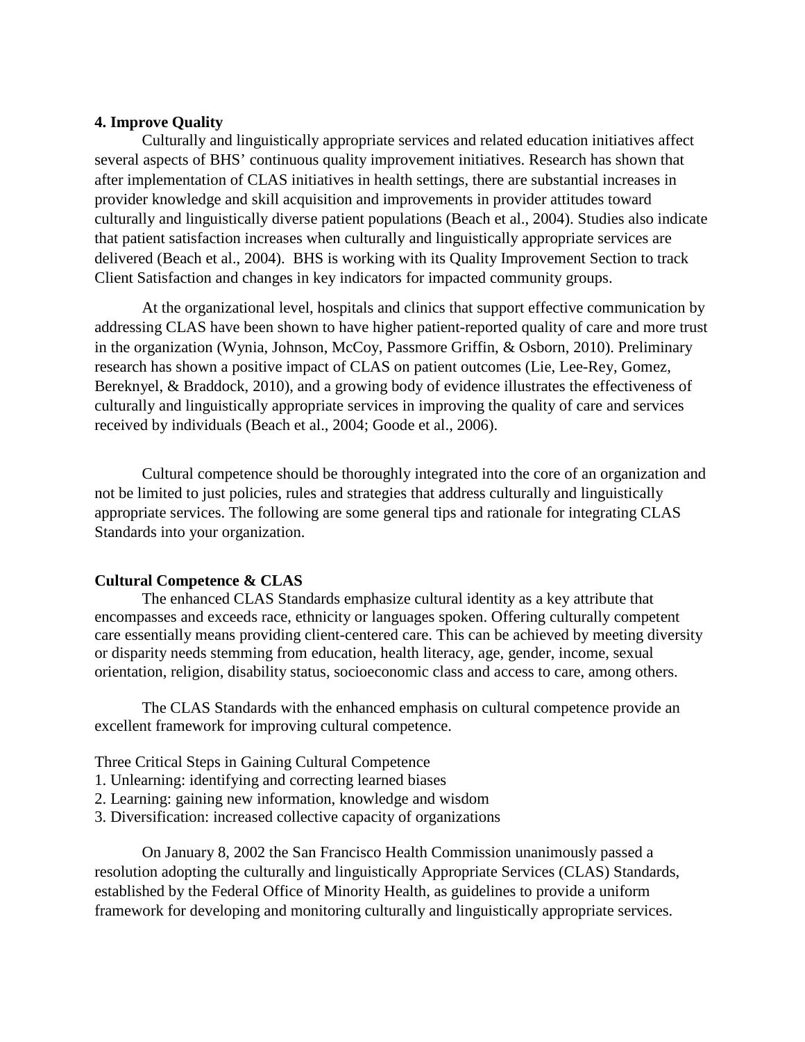**4. Improve Quality**

Culturally and linguistically appropriate services and related education initiatives affect several aspects of BHS' continuous quality improvement initiatives. Research has shown that after implementation of CLAS initiatives in health settings, there are substantial increases in provider knowledge and skill acquisition and improvements in provider attitudes toward culturally and linguistically diverse patient populations (Beach et al., 2004). Studies also indicate that patient satisfaction increases when culturally and linguistically appropriate services are delivered (Beach et al., 2004). BHS is working with its Quality Improvement Section to track Client Satisfaction and changes in key indicators for impacted community groups.

At the organizational level, hospitals and clinics that support effective communication by addressing CLAS have been shown to have higher patient-reported quality of care and more trust in the organization (Wynia, Johnson, McCoy, Passmore Griffin, & Osborn, 2010). Preliminary research has shown a positive impact of CLAS on patient outcomes (Lie, Lee-Rey, Gomez, Bereknyel, & Braddock, 2010), and a growing body of evidence illustrates the effectiveness of culturally and linguistically appropriate services in improving the quality of care and services received by individuals (Beach et al., 2004; Goode et al., 2006).

Cultural competence should be thoroughly integrated into the core of an organization and not be limited to just policies, rules and strategies that address culturally and linguistically appropriate services. The following are some general tips and rationale for integrating CLAS Standards into your organization.

**Cultural Competence & CLAS**

The enhanced CLAS Standards emphasize cultural identity as a key attribute that encompasses and exceeds race, ethnicity or languages spoken. Offering culturally competent care essentially means providing client-centered care. This can be achieved by meeting diversity or disparity needs stemming from education, health literacy, age, gender, income, sexual orientation, religion, disability status, socioeconomic class and access to care, among others.

The CLAS Standards with the enhanced emphasis on cultural competence provide an excellent framework for improving cultural competence.

Three Critical Steps in Gaining Cultural Competence

1. Unlearning: identifying and correcting learned biases
2. Learning: gaining new information, knowledge and wisdom
3. Diversification: increased collective capacity of organizations

On January 8, 2002 the San Francisco Health Commission unanimously passed a resolution adopting the culturally and linguistically Appropriate Services (CLAS) Standards, established by the Federal Office of Minority Health, as guidelines to provide a uniform framework for developing and monitoring culturally and linguistically appropriate services.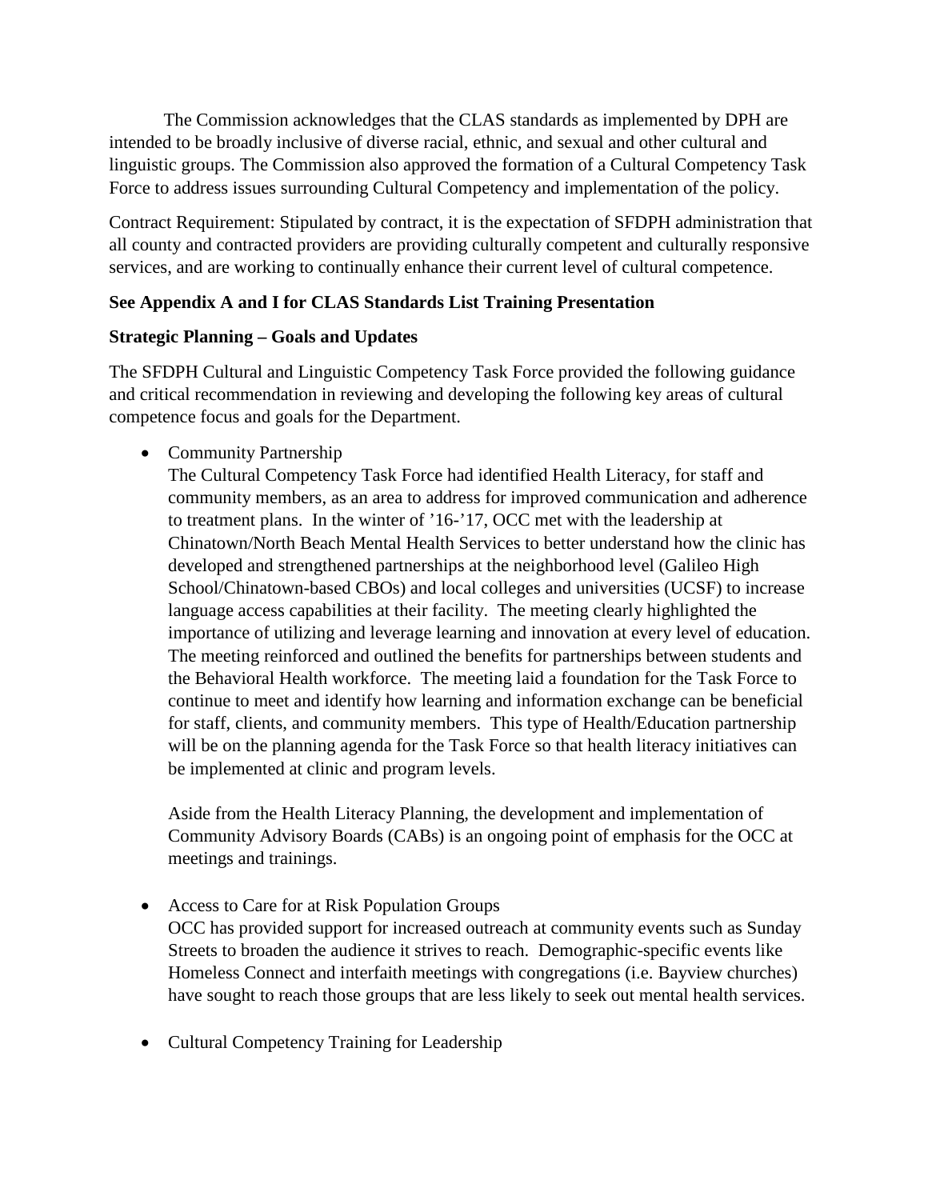The Commission acknowledges that the CLAS standards as implemented by DPH are intended to be broadly inclusive of diverse racial, ethnic, and sexual and other cultural and linguistic groups. The Commission also approved the formation of a Cultural Competency Task Force to address issues surrounding Cultural Competency and implementation of the policy.

Contract Requirement: Stipulated by contract, it is the expectation of SFDPH administration that all county and contracted providers are providing culturally competent and culturally responsive services, and are working to continually enhance their current level of cultural competence.

**See Appendix A and I for CLAS Standards List Training Presentation**

**Strategic Planning – Goals and Updates**

The SFDPH Cultural and Linguistic Competency Task Force provided the following guidance and critical recommendation in reviewing and developing the following key areas of cultural competence focus and goals for the Department.

- Community Partnership
  The Cultural Competency Task Force had identified Health Literacy, for staff and community members, as an area to address for improved communication and adherence to treatment plans. In the winter of '16-'17, OCC met with the leadership at Chinatown/North Beach Mental Health Services to better understand how the clinic has developed and strengthened partnerships at the neighborhood level (Galileo High School/Chinatown-based CBOs) and local colleges and universities (UCSF) to increase language access capabilities at their facility. The meeting clearly highlighted the importance of utilizing and leverage learning and innovation at every level of education. The meeting reinforced and outlined the benefits for partnerships between students and the Behavioral Health workforce. The meeting laid a foundation for the Task Force to continue to meet and identify how learning and information exchange can be beneficial for staff, clients, and community members. This type of Health/Education partnership will be on the planning agenda for the Task Force so that health literacy initiatives can be implemented at clinic and program levels.

  Aside from the Health Literacy Planning, the development and implementation of Community Advisory Boards (CABs) is an ongoing point of emphasis for the OCC at meetings and trainings.

- Access to Care for at Risk Population Groups
  OCC has provided support for increased outreach at community events such as Sunday Streets to broaden the audience it strives to reach. Demographic-specific events like Homeless Connect and interfaith meetings with congregations (i.e. Bayview churches) have sought to reach those groups that are less likely to seek out mental health services.

- Cultural Competency Training for Leadership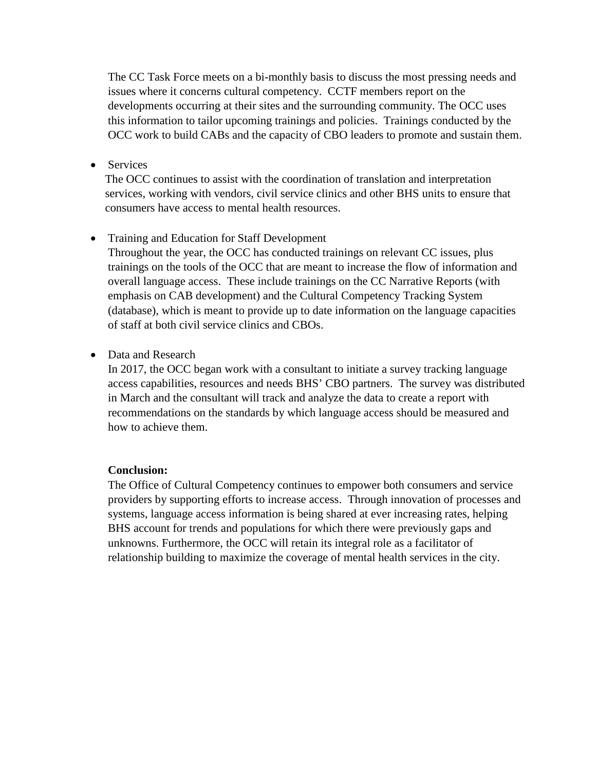The CC Task Force meets on a bi-monthly basis to discuss the most pressing needs and issues where it concerns cultural competency. CCTF members report on the developments occurring at their sites and the surrounding community. The OCC uses this information to tailor upcoming trainings and policies. Trainings conducted by the OCC work to build CABs and the capacity of CBO leaders to promote and sustain them.

- Services
  The OCC continues to assist with the coordination of translation and interpretation services, working with vendors, civil service clinics and other BHS units to ensure that consumers have access to mental health resources.

- Training and Education for Staff Development
  Throughout the year, the OCC has conducted trainings on relevant CC issues, plus trainings on the tools of the OCC that are meant to increase the flow of information and overall language access. These include trainings on the CC Narrative Reports (with emphasis on CAB development) and the Cultural Competency Tracking System (database), which is meant to provide up to date information on the language capacities of staff at both civil service clinics and CBOs.

- Data and Research
  In 2017, the OCC began work with a consultant to initiate a survey tracking language access capabilities, resources and needs BHS' CBO partners. The survey was distributed in March and the consultant will track and analyze the data to create a report with recommendations on the standards by which language access should be measured and how to achieve them.

**Conclusion:**

The Office of Cultural Competency continues to empower both consumers and service providers by supporting efforts to increase access. Through innovation of processes and systems, language access information is being shared at ever increasing rates, helping BHS account for trends and populations for which there were previously gaps and unknowns. Furthermore, the OCC will retain its integral role as a facilitator of relationship building to maximize the coverage of mental health services in the city.